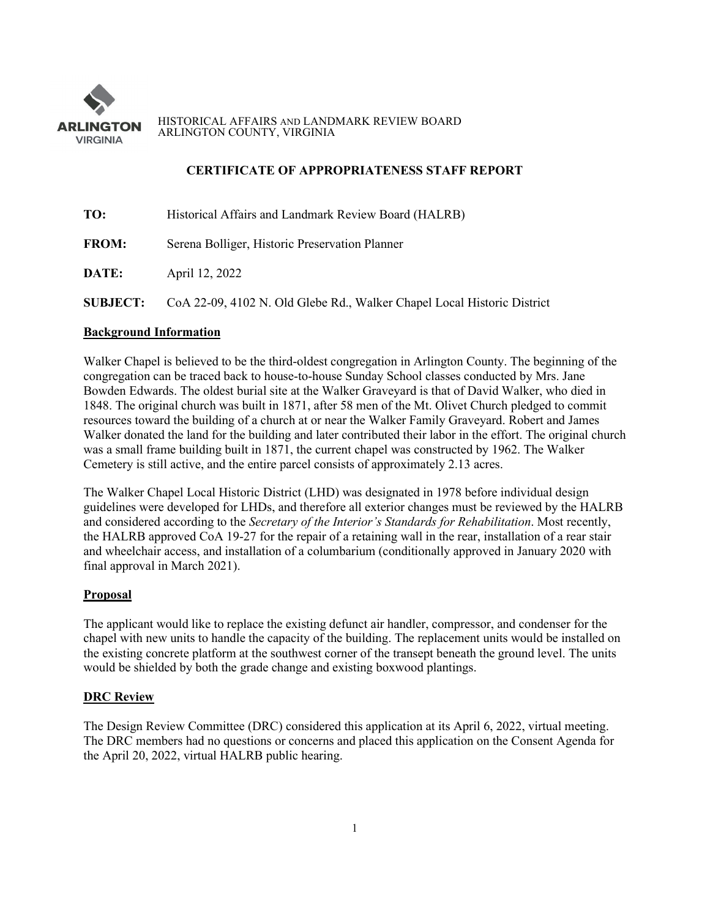HISTORICAL AFFAIRS AND LANDMARK REVIEW BOARD
ARLINGTON COUNTY, VIRGINIA

# CERTIFICATE OF APPROPRIATENESS STAFF REPORT

**TO:** Historical Affairs and Landmark Review Board (HALRB)

**FROM:** Serena Bolliger, Historic Preservation Planner

**DATE:** April 12, 2022

**SUBJECT:** CoA 22-09, 4102 N. Old Glebe Rd., Walker Chapel Local Historic District

## Background Information

Walker Chapel is believed to be the third-oldest congregation in Arlington County. The beginning of the congregation can be traced back to house-to-house Sunday School classes conducted by Mrs. Jane Bowden Edwards. The oldest burial site at the Walker Graveyard is that of David Walker, who died in 1848. The original church was built in 1871, after 58 men of the Mt. Olivet Church pledged to commit resources toward the building of a church at or near the Walker Family Graveyard. Robert and James Walker donated the land for the building and later contributed their labor in the effort. The original church was a small frame building built in 1871, the current chapel was constructed by 1962. The Walker Cemetery is still active, and the entire parcel consists of approximately 2.13 acres.

The Walker Chapel Local Historic District (LHD) was designated in 1978 before individual design guidelines were developed for LHDs, and therefore all exterior changes must be reviewed by the HALRB and considered according to the *Secretary of the Interior's Standards for Rehabilitation*. Most recently, the HALRB approved CoA 19-27 for the repair of a retaining wall in the rear, installation of a rear stair and wheelchair access, and installation of a columbarium (conditionally approved in January 2020 with final approval in March 2021).

## Proposal

The applicant would like to replace the existing defunct air handler, compressor, and condenser for the chapel with new units to handle the capacity of the building. The replacement units would be installed on the existing concrete platform at the southwest corner of the transept beneath the ground level. The units would be shielded by both the grade change and existing boxwood plantings.

## DRC Review

The Design Review Committee (DRC) considered this application at its April 6, 2022, virtual meeting. The DRC members had no questions or concerns and placed this application on the Consent Agenda for the April 20, 2022, virtual HALRB public hearing.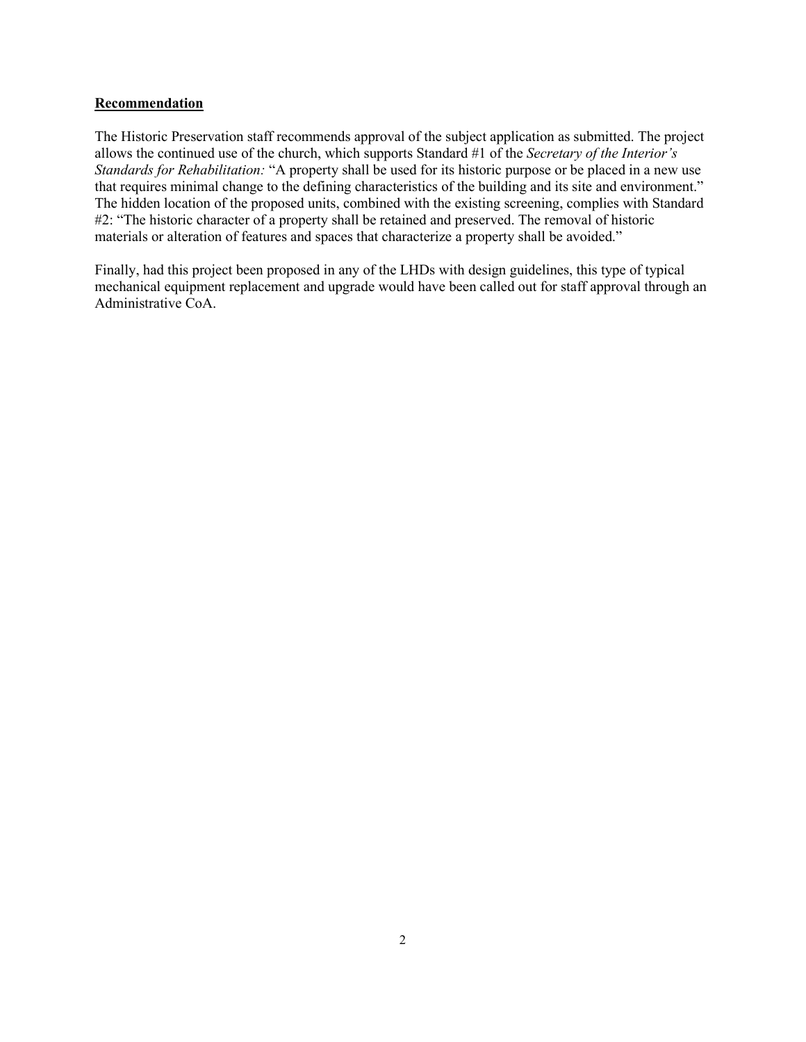**Recommendation**

The Historic Preservation staff recommends approval of the subject application as submitted. The project allows the continued use of the church, which supports Standard #1 of the *Secretary of the Interior's Standards for Rehabilitation:* "A property shall be used for its historic purpose or be placed in a new use that requires minimal change to the defining characteristics of the building and its site and environment." The hidden location of the proposed units, combined with the existing screening, complies with Standard #2: "The historic character of a property shall be retained and preserved. The removal of historic materials or alteration of features and spaces that characterize a property shall be avoided."

Finally, had this project been proposed in any of the LHDs with design guidelines, this type of typical mechanical equipment replacement and upgrade would have been called out for staff approval through an Administrative CoA.